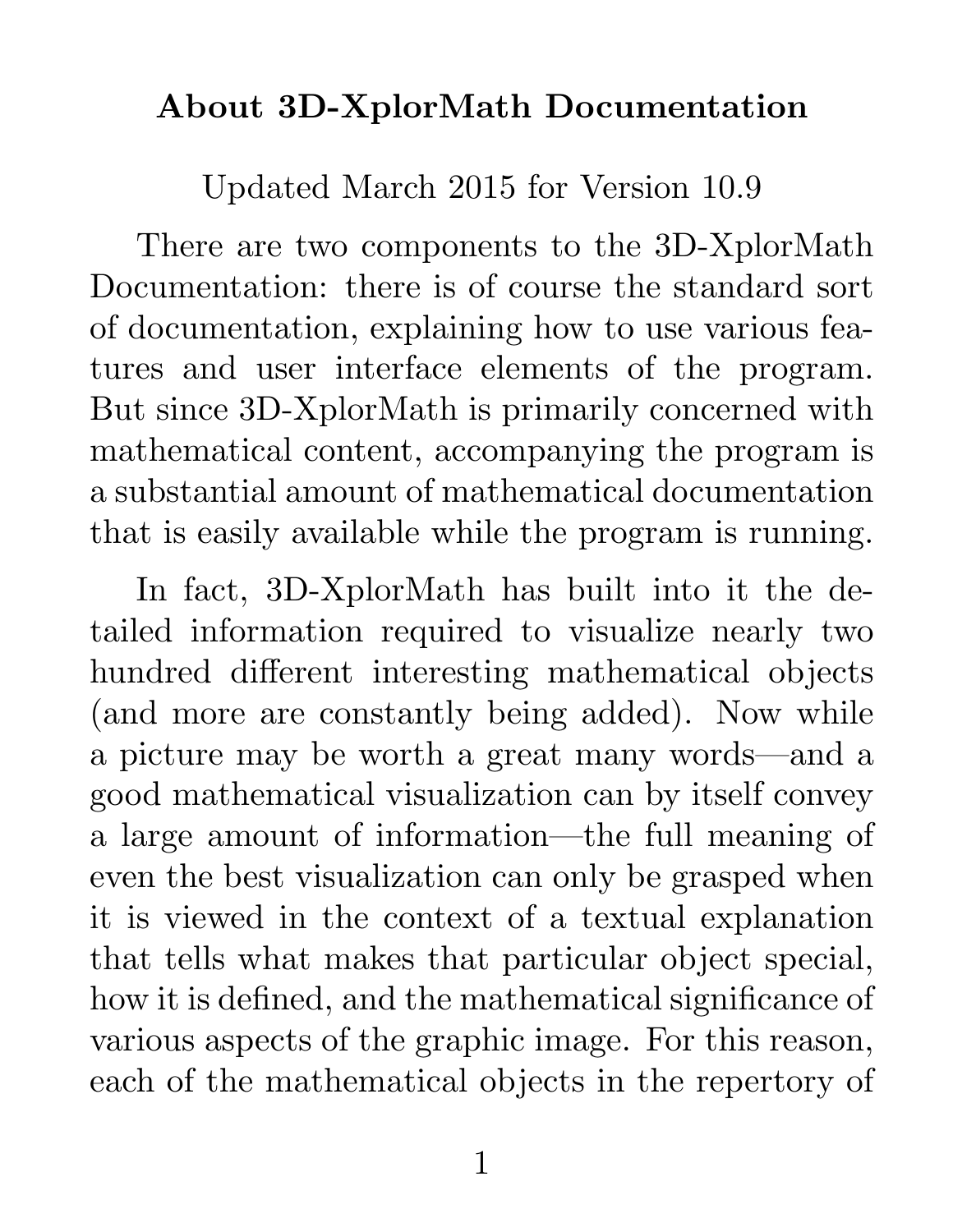# About 3D-XplorMath Documentation

Updated March 2015 for Version 10.9

There are two components to the 3D-XplorMath Documentation: there is of course the standard sort of documentation, explaining how to use various features and user interface elements of the program. But since 3D-XplorMath is primarily concerned with mathematical content, accompanying the program is a substantial amount of mathematical documentation that is easily available while the program is running.

In fact, 3D-XplorMath has built into it the detailed information required to visualize nearly two hundred different interesting mathematical objects (and more are constantly being added). Now while a picture may be worth a great many words—and a good mathematical visualization can by itself convey a large amount of information—the full meaning of even the best visualization can only be grasped when it is viewed in the context of a textual explanation that tells what makes that particular object special, how it is defined, and the mathematical significance of various aspects of the graphic image. For this reason, each of the mathematical objects in the repertory of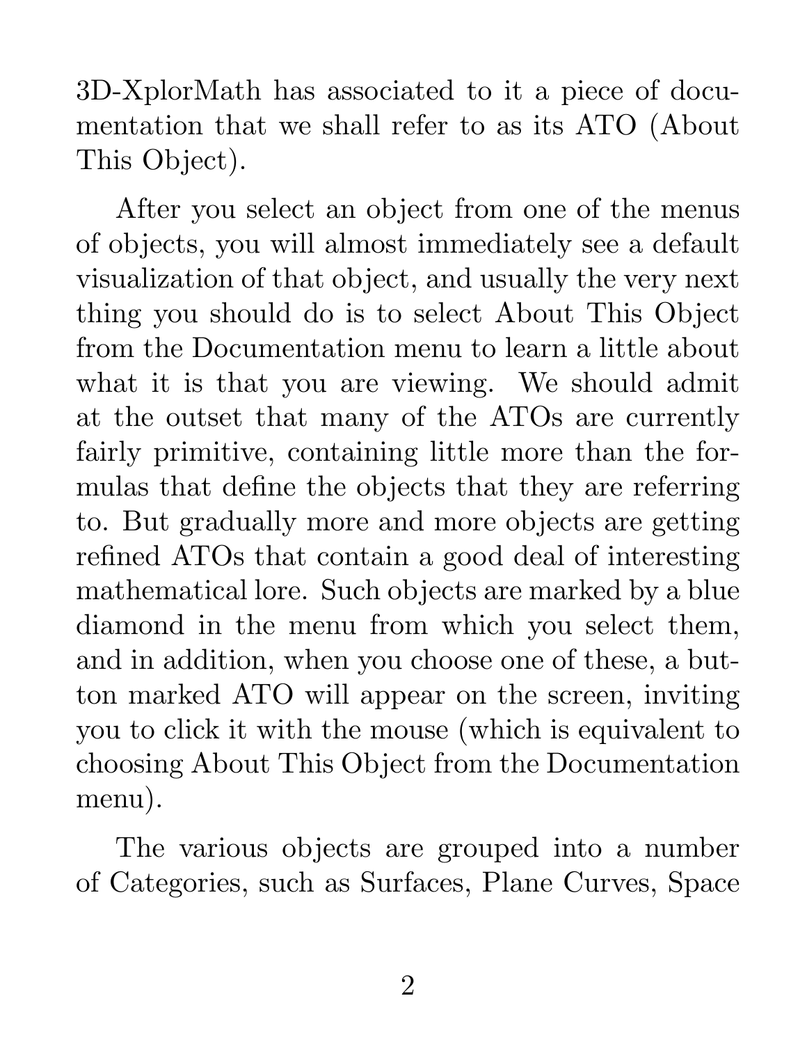3D-XplorMath has associated to it a piece of documentation that we shall refer to as its ATO (About This Object).

After you select an object from one of the menus of objects, you will almost immediately see a default visualization of that object, and usually the very next thing you should do is to select About This Object from the Documentation menu to learn a little about what it is that you are viewing. We should admit at the outset that many of the ATOs are currently fairly primitive, containing little more than the formulas that define the objects that they are referring to. But gradually more and more objects are getting refined ATOs that contain a good deal of interesting mathematical lore. Such objects are marked by a blue diamond in the menu from which you select them, and in addition, when you choose one of these, a button marked ATO will appear on the screen, inviting you to click it with the mouse (which is equivalent to choosing About This Object from the Documentation menu).

The various objects are grouped into a number of Categories, such as Surfaces, Plane Curves, Space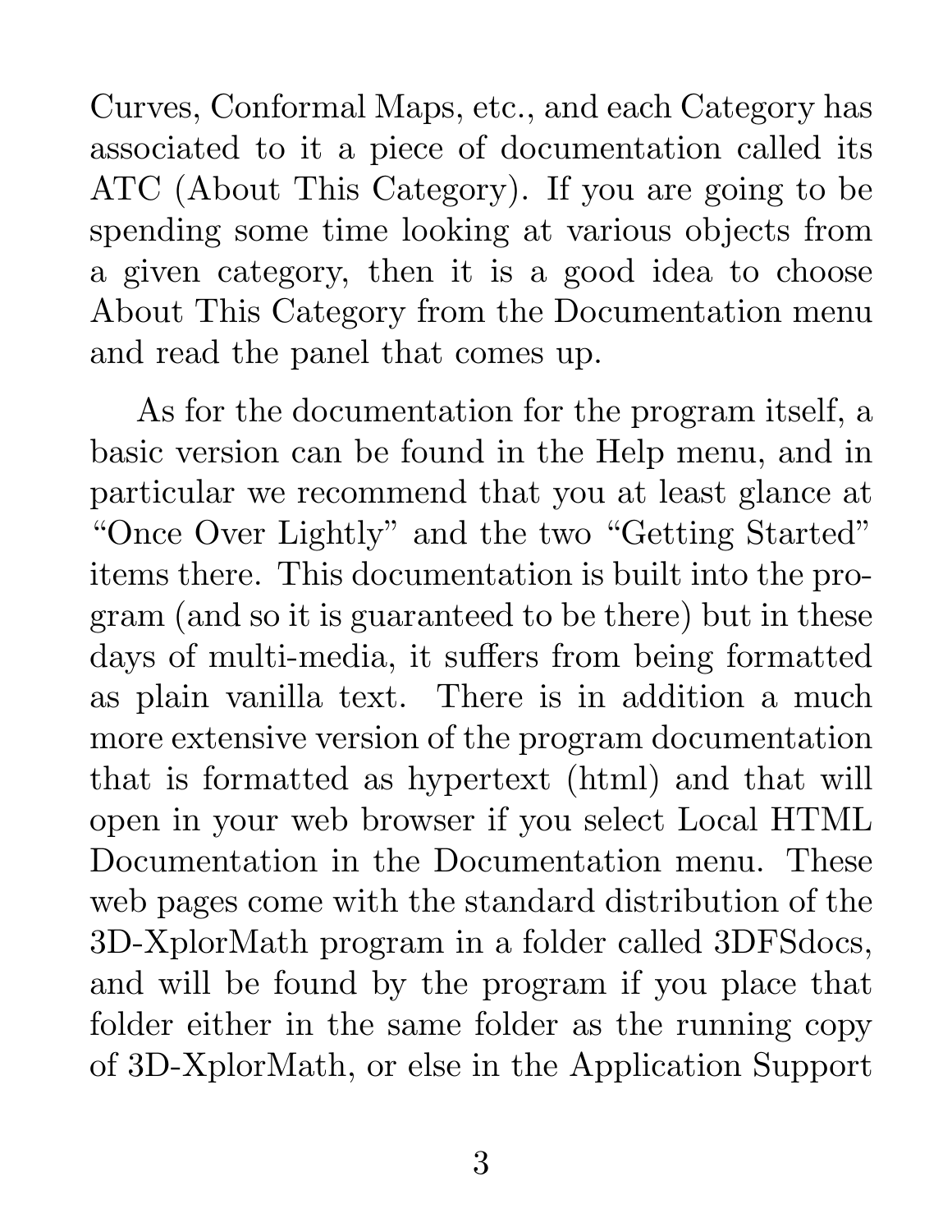Curves, Conformal Maps, etc., and each Category has associated to it a piece of documentation called its ATC (About This Category). If you are going to be spending some time looking at various objects from a given category, then it is a good idea to choose About This Category from the Documentation menu and read the panel that comes up.

As for the documentation for the program itself, a basic version can be found in the Help menu, and in particular we recommend that you at least glance at "Once Over Lightly" and the two "Getting Started" items there. This documentation is built into the program (and so it is guaranteed to be there) but in these days of multi-media, it suffers from being formatted as plain vanilla text. There is in addition a much more extensive version of the program documentation that is formatted as hypertext (html) and that will open in your web browser if you select Local HTML Documentation in the Documentation menu. These web pages come with the standard distribution of the 3D-XplorMath program in a folder called 3DFSdocs, and will be found by the program if you place that folder either in the same folder as the running copy of 3D-XplorMath, or else in the Application Support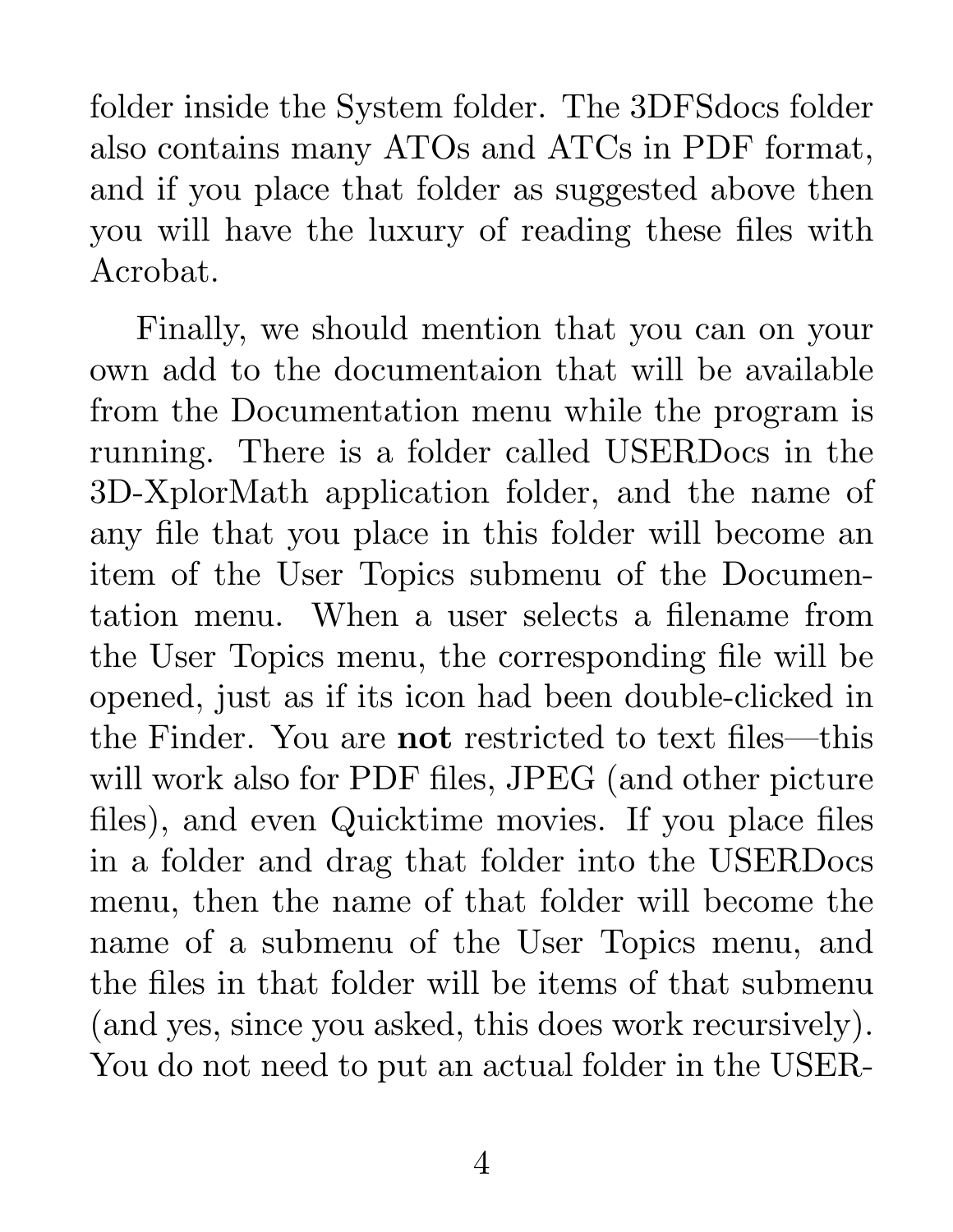folder inside the System folder. The 3DFSdocs folder also contains many ATOs and ATCs in PDF format, and if you place that folder as suggested above then you will have the luxury of reading these files with Acrobat.

Finally, we should mention that you can on your own add to the documentaion that will be available from the Documentation menu while the program is running. There is a folder called USERDocs in the 3D-XplorMath application folder, and the name of any file that you place in this folder will become an item of the User Topics submenu of the Documentation menu. When a user selects a filename from the User Topics menu, the corresponding file will be opened, just as if its icon had been double-clicked in the Finder. You are **not** restricted to text files—this will work also for PDF files, JPEG (and other picture files), and even Quicktime movies. If you place files in a folder and drag that folder into the USERDocs menu, then the name of that folder will become the name of a submenu of the User Topics menu, and the files in that folder will be items of that submenu (and yes, since you asked, this does work recursively). You do not need to put an actual folder in the USER-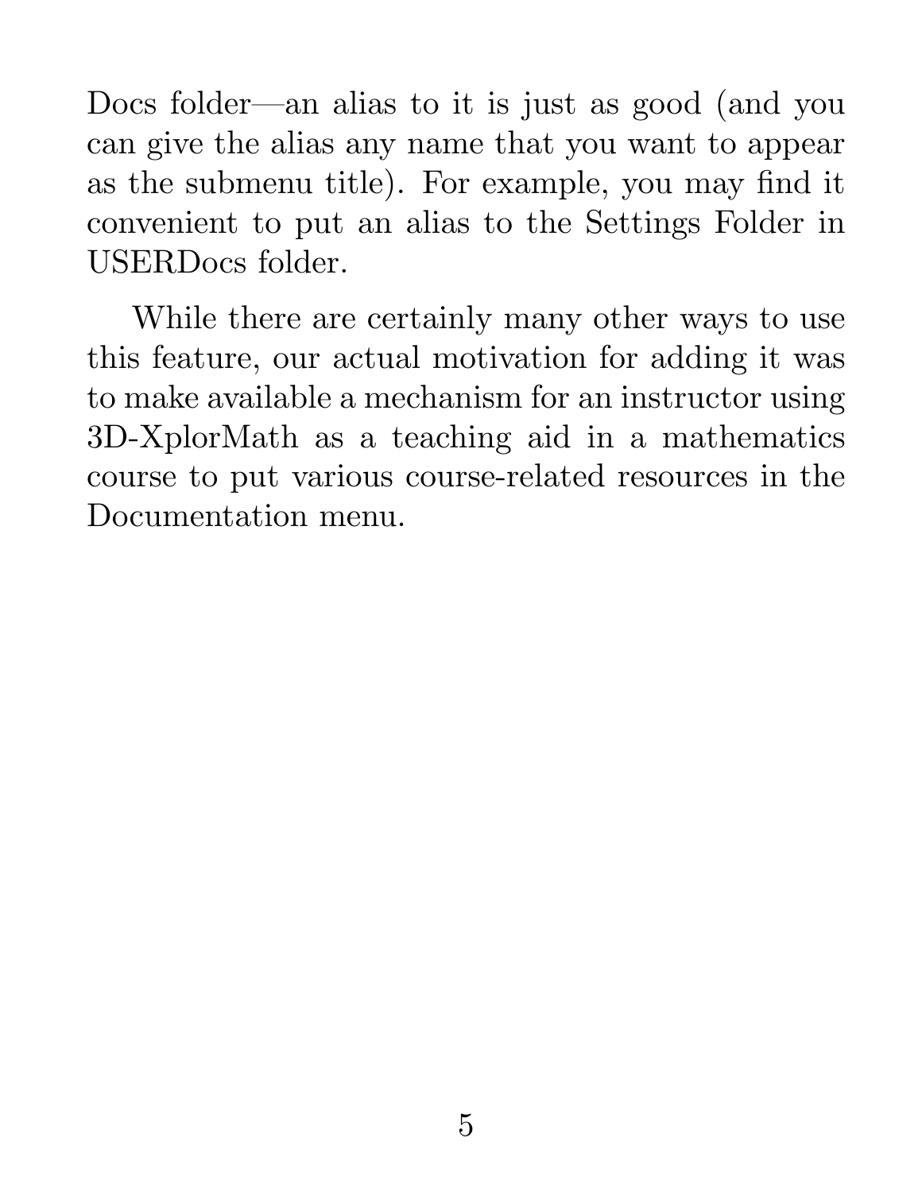Docs folder—an alias to it is just as good (and you can give the alias any name that you want to appear as the submenu title). For example, you may find it convenient to put an alias to the Settings Folder in USERDocs folder.

While there are certainly many other ways to use this feature, our actual motivation for adding it was to make available a mechanism for an instructor using 3D-XplorMath as a teaching aid in a mathematics course to put various course-related resources in the Documentation menu.